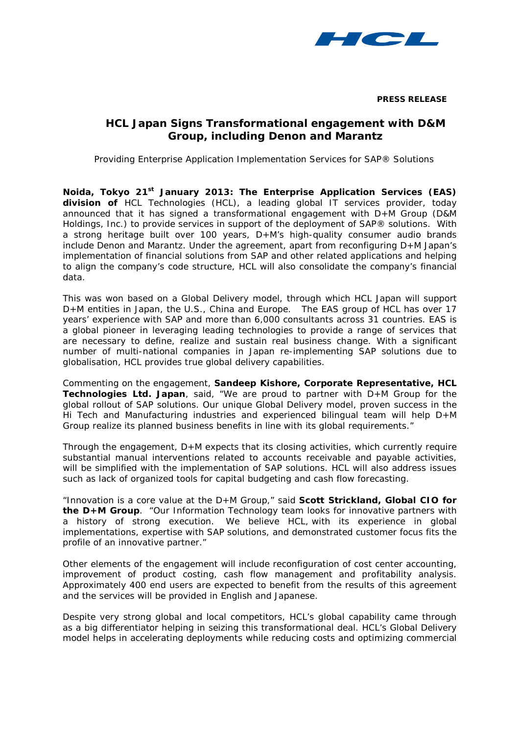**PRESS RELEASE**

# HCL Japan Signs Transformational engagement with D&M Group, including Denon and Marantz

Providing Enterprise Application Implementation Services for SAP® Solutions

**Noida, Tokyo 21st January 2013: The Enterprise Application Services (EAS) division of** HCL Technologies (HCL), a leading global IT services provider, today announced that it has signed a transformational engagement with D+M Group (D&M Holdings, Inc.) to provide services in support of the deployment of SAP® solutions. With a strong heritage built over 100 years, D+M's high-quality consumer audio brands include Denon and Marantz. Under the agreement, apart from reconfiguring D+M Japan's implementation of financial solutions from SAP and other related applications and helping to align the company's code structure, HCL will also consolidate the company's financial data.

This was won based on a Global Delivery model, through which HCL Japan will support D+M entities in Japan, the U.S., China and Europe. The EAS group of HCL has over 17 years' experience with SAP and more than 6,000 consultants across 31 countries. EAS is a global pioneer in leveraging leading technologies to provide a range of services that are necessary to define, realize and sustain real business change. With a significant number of multi-national companies in Japan re-implementing SAP solutions due to globalisation, HCL provides true global delivery capabilities.

Commenting on the engagement, **Sandeep Kishore, Corporate Representative, HCL Technologies Ltd. Japan**, said, "We are proud to partner with D+M Group for the global rollout of SAP solutions. Our unique Global Delivery model, proven success in the Hi Tech and Manufacturing industries and experienced bilingual team will help D+M Group realize its planned business benefits in line with its global requirements."

Through the engagement, D+M expects that its closing activities, which currently require substantial manual interventions related to accounts receivable and payable activities, will be simplified with the implementation of SAP solutions. HCL will also address issues such as lack of organized tools for capital budgeting and cash flow forecasting.

"Innovation is a core value at the D+M Group," said **Scott Strickland, Global CIO for the D+M Group**. "Our Information Technology team looks for innovative partners with a history of strong execution. We believe HCL, with its experience in global implementations, expertise with SAP solutions, and demonstrated customer focus fits the profile of an innovative partner."

Other elements of the engagement will include reconfiguration of cost center accounting, improvement of product costing, cash flow management and profitability analysis. Approximately 400 end users are expected to benefit from the results of this agreement and the services will be provided in English and Japanese.

Despite very strong global and local competitors, HCL's global capability came through as a big differentiator helping in seizing this transformational deal. HCL's Global Delivery model helps in accelerating deployments while reducing costs and optimizing commercial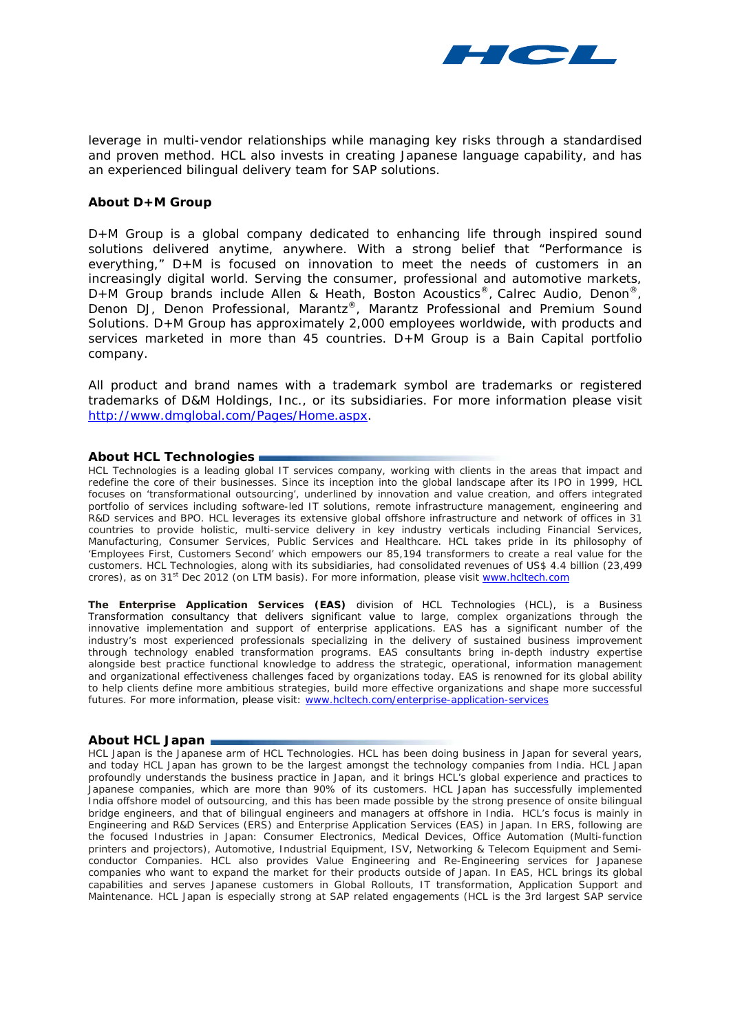leverage in multi-vendor relationships while managing key risks through a standardised and proven method. HCL also invests in creating Japanese language capability, and has an experienced bilingual delivery team for SAP solutions.

**About D+M Group**

D+M Group is a global company dedicated to enhancing life through inspired sound solutions delivered anytime, anywhere. With a strong belief that "Performance is everything," D+M is focused on innovation to meet the needs of customers in an increasingly digital world. Serving the consumer, professional and automotive markets, D+M Group brands include Allen & Heath, Boston Acoustics®, Calrec Audio, Denon®, Denon DJ, Denon Professional, Marantz®, Marantz Professional and Premium Sound Solutions. D+M Group has approximately 2,000 employees worldwide, with products and services marketed in more than 45 countries. D+M Group is a Bain Capital portfolio company.

All product and brand names with a trademark symbol are trademarks or registered trademarks of D&M Holdings, Inc., or its subsidiaries. For more information please visit http://www.dmglobal.com/Pages/Home.aspx.

## About HCL Technologies

HCL Technologies is a leading global IT services company, working with clients in the areas that impact and redefine the core of their businesses. Since its inception into the global landscape after its IPO in 1999, HCL focuses on 'transformational outsourcing', underlined by innovation and value creation, and offers integrated portfolio of services including software-led IT solutions, remote infrastructure management, engineering and R&D services and BPO. HCL leverages its extensive global offshore infrastructure and network of offices in 31 countries to provide holistic, multi-service delivery in key industry verticals including Financial Services, Manufacturing, Consumer Services, Public Services and Healthcare. HCL takes pride in its philosophy of 'Employees First, Customers Second' which empowers our 85,194 transformers to create a real value for the customers. HCL Technologies, along with its subsidiaries, had consolidated revenues of US$ 4.4 billion (23,499 crores), as on 31st Dec 2012 (on LTM basis). For more information, please visit www.hcltech.com

**The Enterprise Application Services (EAS)** division of HCL Technologies (HCL), is a Business Transformation consultancy that delivers significant value to large, complex organizations through the innovative implementation and support of enterprise applications. EAS has a significant number of the industry's most experienced professionals specializing in the delivery of sustained business improvement through technology enabled transformation programs. EAS consultants bring in-depth industry expertise alongside best practice functional knowledge to address the strategic, operational, information management and organizational effectiveness challenges faced by organizations today. EAS is renowned for its global ability to help clients define more ambitious strategies, build more effective organizations and shape more successful futures. For more information, please visit: www.hcltech.com/enterprise-application-services

## About HCL Japan

HCL Japan is the Japanese arm of HCL Technologies. HCL has been doing business in Japan for several years, and today HCL Japan has grown to be the largest amongst the technology companies from India. HCL Japan profoundly understands the business practice in Japan, and it brings HCL's global experience and practices to Japanese companies, which are more than 90% of its customers. HCL Japan has successfully implemented India offshore model of outsourcing, and this has been made possible by the strong presence of onsite bilingual bridge engineers, and that of bilingual engineers and managers at offshore in India. HCL's focus is mainly in Engineering and R&D Services (ERS) and Enterprise Application Services (EAS) in Japan. In ERS, following are the focused Industries in Japan: Consumer Electronics, Medical Devices, Office Automation (Multi-function printers and projectors), Automotive, Industrial Equipment, ISV, Networking & Telecom Equipment and Semi-conductor Companies. HCL also provides Value Engineering and Re-Engineering services for Japanese companies who want to expand the market for their products outside of Japan. In EAS, HCL brings its global capabilities and serves Japanese customers in Global Rollouts, IT transformation, Application Support and Maintenance. HCL Japan is especially strong at SAP related engagements (HCL is the 3rd largest SAP service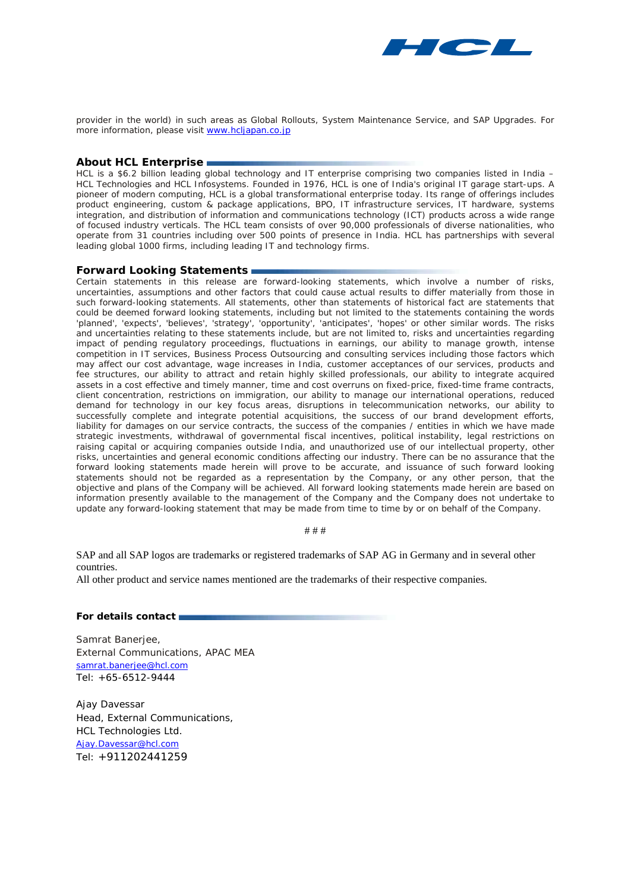provider in the world) in such areas as Global Rollouts, System Maintenance Service, and SAP Upgrades. For more information, please visit [www.hcljapan.co.jp](http://www.hcljapan.co.jp)

## About HCL Enterprise

HCL is a $6.2 billion leading global technology and IT enterprise comprising two companies listed in India – HCL Technologies and HCL Infosystems. Founded in 1976, HCL is one of India's original IT garage start-ups. A pioneer of modern computing, HCL is a global transformational enterprise today. Its range of offerings includes product engineering, custom & package applications, BPO, IT infrastructure services, IT hardware, systems integration, and distribution of information and communications technology (ICT) products across a wide range of focused industry verticals. The HCL team consists of over 90,000 professionals of diverse nationalities, who operate from 31 countries including over 500 points of presence in India. HCL has partnerships with several leading global 1000 firms, including leading IT and technology firms.

## Forward Looking Statements

Certain statements in this release are forward-looking statements, which involve a number of risks, uncertainties, assumptions and other factors that could cause actual results to differ materially from those in such forward-looking statements. All statements, other than statements of historical fact are statements that could be deemed forward looking statements, including but not limited to the statements containing the words 'planned', 'expects', 'believes', 'strategy', 'opportunity', 'anticipates', 'hopes' or other similar words. The risks and uncertainties relating to these statements include, but are not limited to, risks and uncertainties regarding impact of pending regulatory proceedings, fluctuations in earnings, our ability to manage growth, intense competition in IT services, Business Process Outsourcing and consulting services including those factors which may affect our cost advantage, wage increases in India, customer acceptances of our services, products and fee structures, our ability to attract and retain highly skilled professionals, our ability to integrate acquired assets in a cost effective and timely manner, time and cost overruns on fixed-price, fixed-time frame contracts, client concentration, restrictions on immigration, our ability to manage our international operations, reduced demand for technology in our key focus areas, disruptions in telecommunication networks, our ability to successfully complete and integrate potential acquisitions, the success of our brand development efforts, liability for damages on our service contracts, the success of the companies / entities in which we have made strategic investments, withdrawal of governmental fiscal incentives, political instability, legal restrictions on raising capital or acquiring companies outside India, and unauthorized use of our intellectual property, other risks, uncertainties and general economic conditions affecting our industry. There can be no assurance that the forward looking statements made herein will prove to be accurate, and issuance of such forward looking statements should not be regarded as a representation by the Company, or any other person, that the objective and plans of the Company will be achieved. All forward looking statements made herein are based on information presently available to the management of the Company and the Company does not undertake to update any forward-looking statement that may be made from time to time by or on behalf of the Company.

# # #

SAP and all SAP logos are trademarks or registered trademarks of SAP AG in Germany and in several other countries.

All other product and service names mentioned are the trademarks of their respective companies.

**For details contact**

Samrat Banerjee,
External Communications, APAC MEA
[samrat.banerjee@hcl.com](mailto:samrat.banerjee@hcl.com)
Tel: +65-6512-9444

Ajay Davessar
Head, External Communications,
HCL Technologies Ltd.
[Ajay.Davessar@hcl.com](mailto:Ajay.Davessar@hcl.com)
Tel: +911202441259